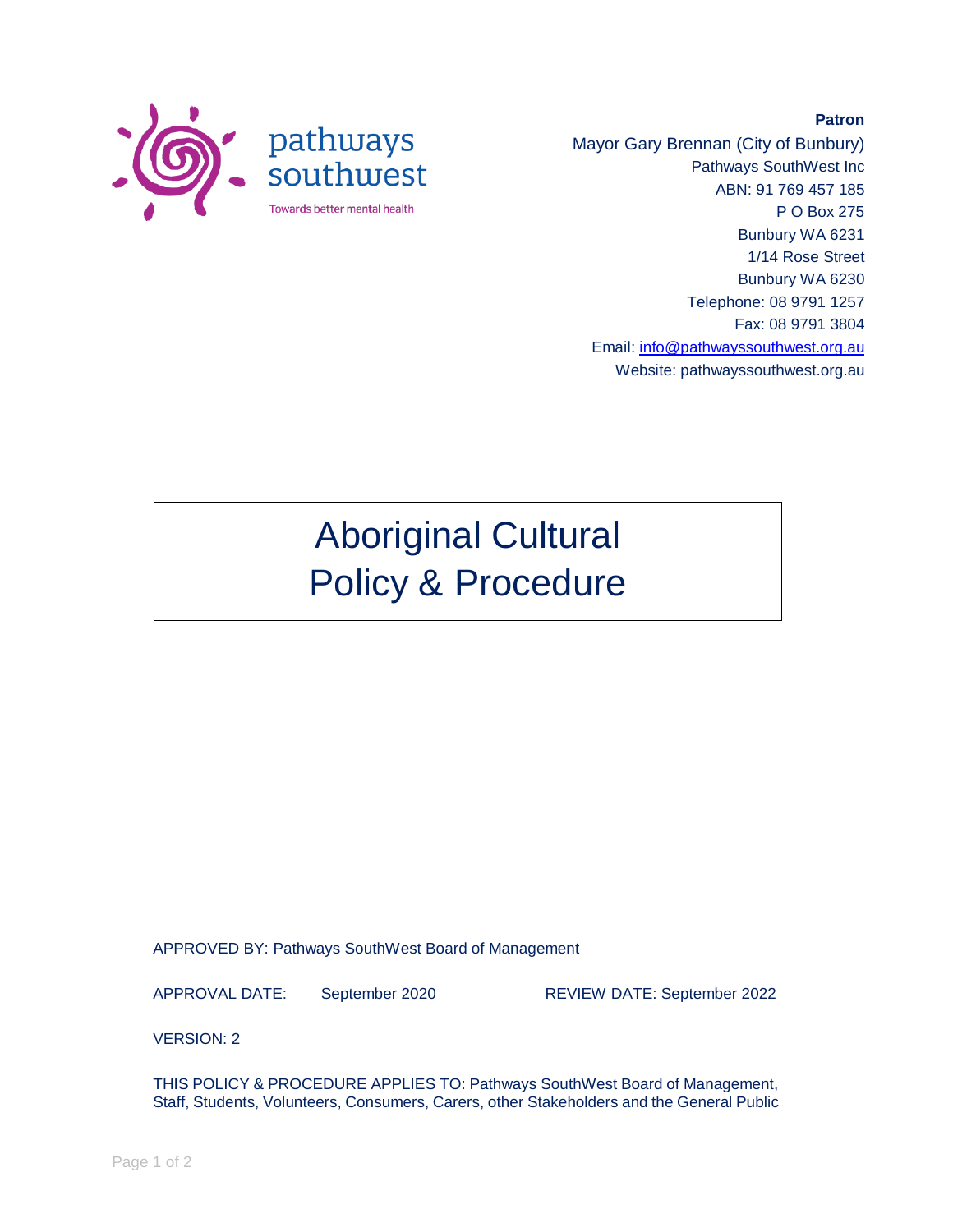pathways southwest

Towards better mental health

**Patron**

Mayor Gary Brennan (City of Bunbury)

Pathways SouthWest Inc

ABN: 91 769 457 185

P O Box 275

Bunbury WA 6231

1/14 Rose Street

Bunbury WA 6230

Telephone: 08 9791 1257

Fax: 08 9791 3804

Email: info@pathwayssouthwest.org.au

Website: pathwayssouthwest.org.au

# Aboriginal Cultural Policy & Procedure

APPROVED BY: Pathways SouthWest Board of Management

APPROVAL DATE: September 2020 REVIEW DATE: September 2022

VERSION: 2

THIS POLICY & PROCEDURE APPLIES TO: Pathways SouthWest Board of Management, Staff, Students, Volunteers, Consumers, Carers, other Stakeholders and the General Public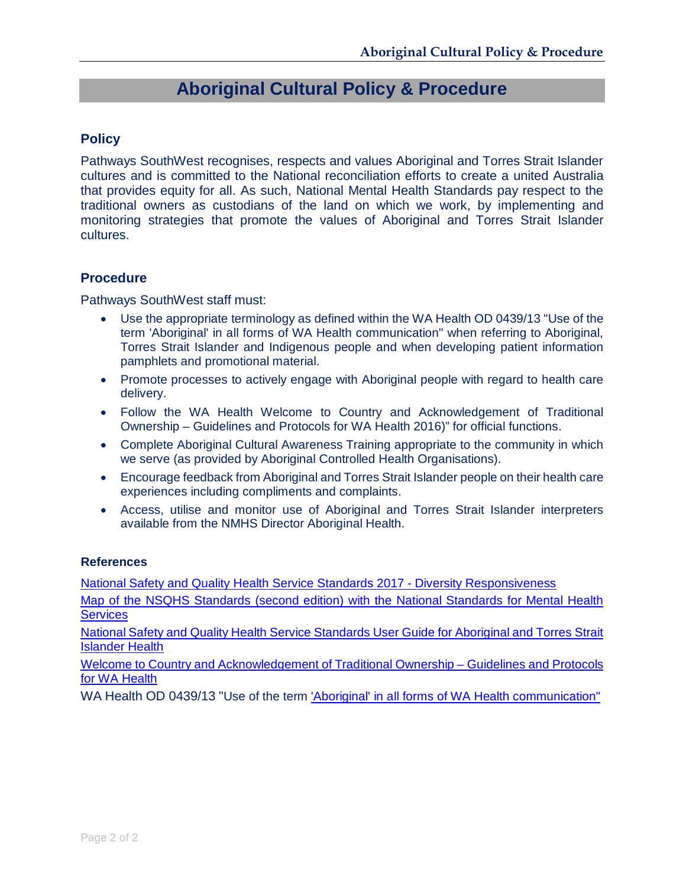# Aboriginal Cultural Policy & Procedure

## Policy

Pathways SouthWest recognises, respects and values Aboriginal and Torres Strait Islander cultures and is committed to the National reconciliation efforts to create a united Australia that provides equity for all. As such, National Mental Health Standards pay respect to the traditional owners as custodians of the land on which we work, by implementing and monitoring strategies that promote the values of Aboriginal and Torres Strait Islander cultures.

## Procedure

Pathways SouthWest staff must:

- Use the appropriate terminology as defined within the WA Health OD 0439/13 "Use of the term 'Aboriginal' in all forms of WA Health communication" when referring to Aboriginal, Torres Strait Islander and Indigenous people and when developing patient information pamphlets and promotional material.
- Promote processes to actively engage with Aboriginal people with regard to health care delivery.
- Follow the WA Health Welcome to Country and Acknowledgement of Traditional Ownership – Guidelines and Protocols for WA Health 2016)" for official functions.
- Complete Aboriginal Cultural Awareness Training appropriate to the community in which we serve (as provided by Aboriginal Controlled Health Organisations).
- Encourage feedback from Aboriginal and Torres Strait Islander people on their health care experiences including compliments and complaints.
- Access, utilise and monitor use of Aboriginal and Torres Strait Islander interpreters available from the NMHS Director Aboriginal Health.

### References

National Safety and Quality Health Service Standards 2017 - Diversity Responsiveness

Map of the NSQHS Standards (second edition) with the National Standards for Mental Health Services

National Safety and Quality Health Service Standards User Guide for Aboriginal and Torres Strait Islander Health

Welcome to Country and Acknowledgement of Traditional Ownership – Guidelines and Protocols for WA Health

WA Health OD 0439/13 "Use of the term 'Aboriginal' in all forms of WA Health communication"